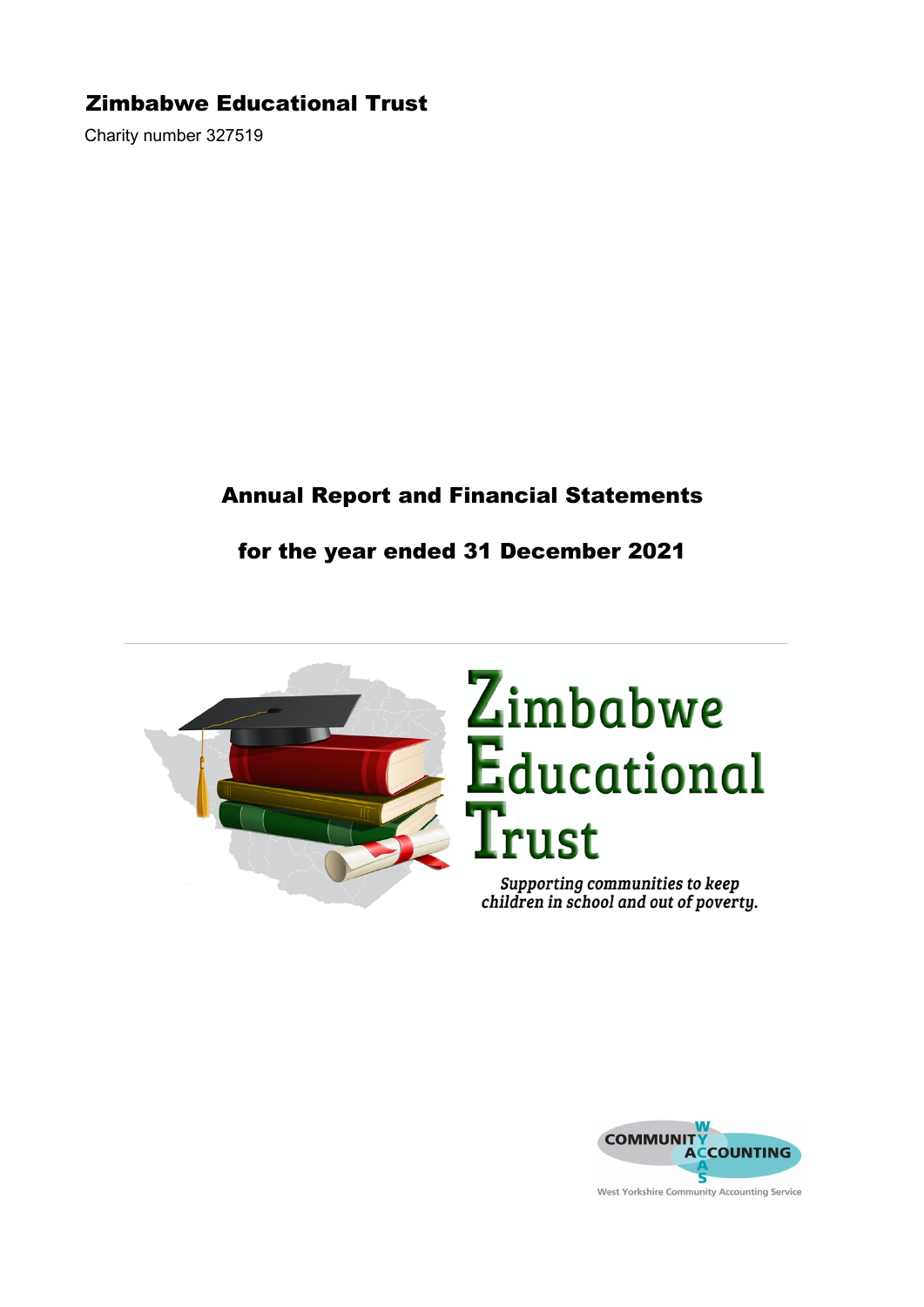# Zimbabwe Educational Trust

Charity number 327519

## Annual Report and Financial Statements

## for the year ended 31 December 2021

Zimbabwe Educational Trust

*Supporting communities to keep children in school and out of poverty.*

COMMUNITY ACCOUNTING

West Yorkshire Community Accounting Service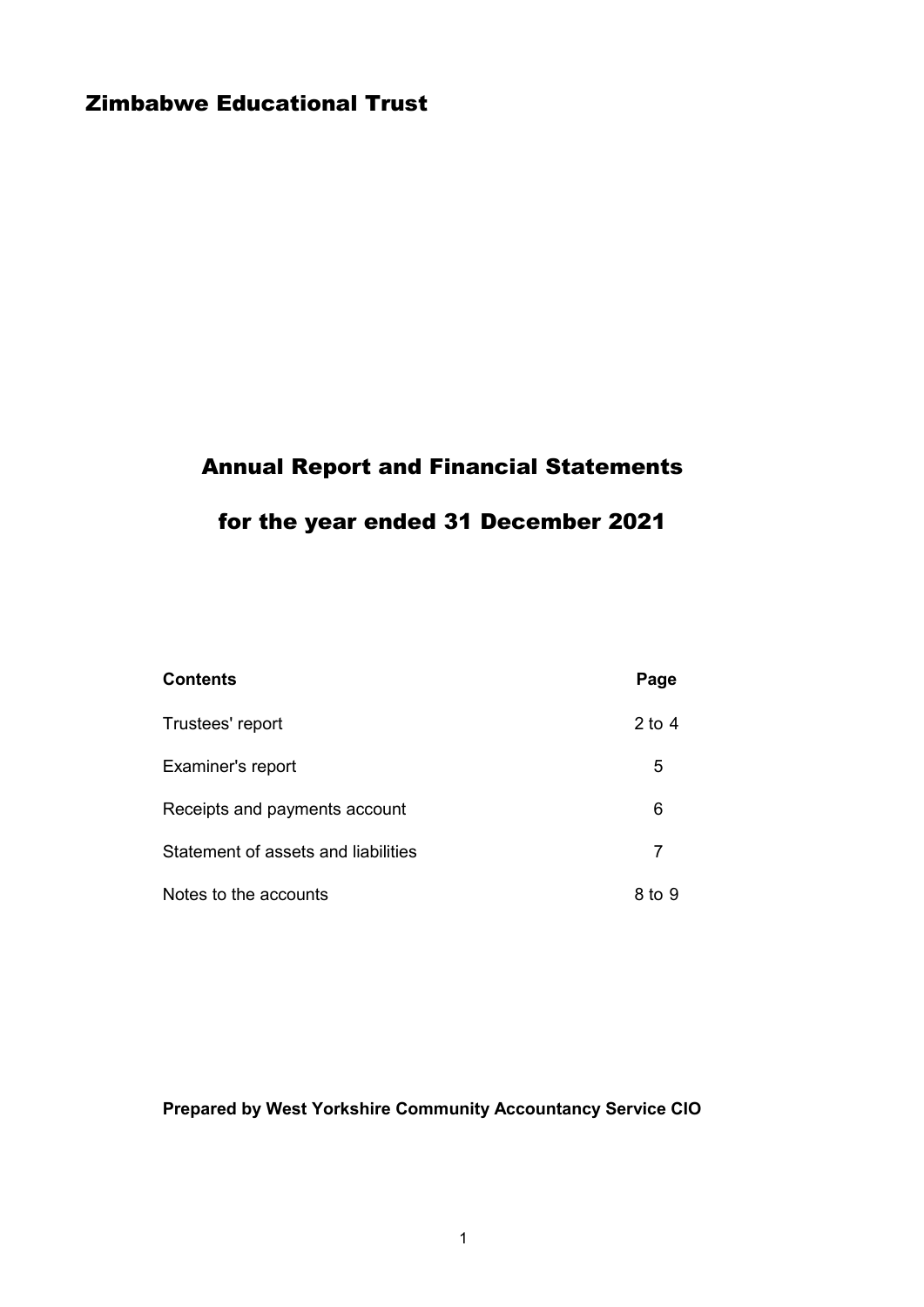# Zimbabwe Educational Trust

## Annual Report and Financial Statements

## for the year ended 31 December 2021

| Contents | Page |
|---|---|
| Trustees' report | 2 to 4 |
| Examiner's report | 5 |
| Receipts and payments account | 6 |
| Statement of assets and liabilities | 7 |
| Notes to the accounts | 8 to 9 |

**Prepared by West Yorkshire Community Accountancy Service CIO**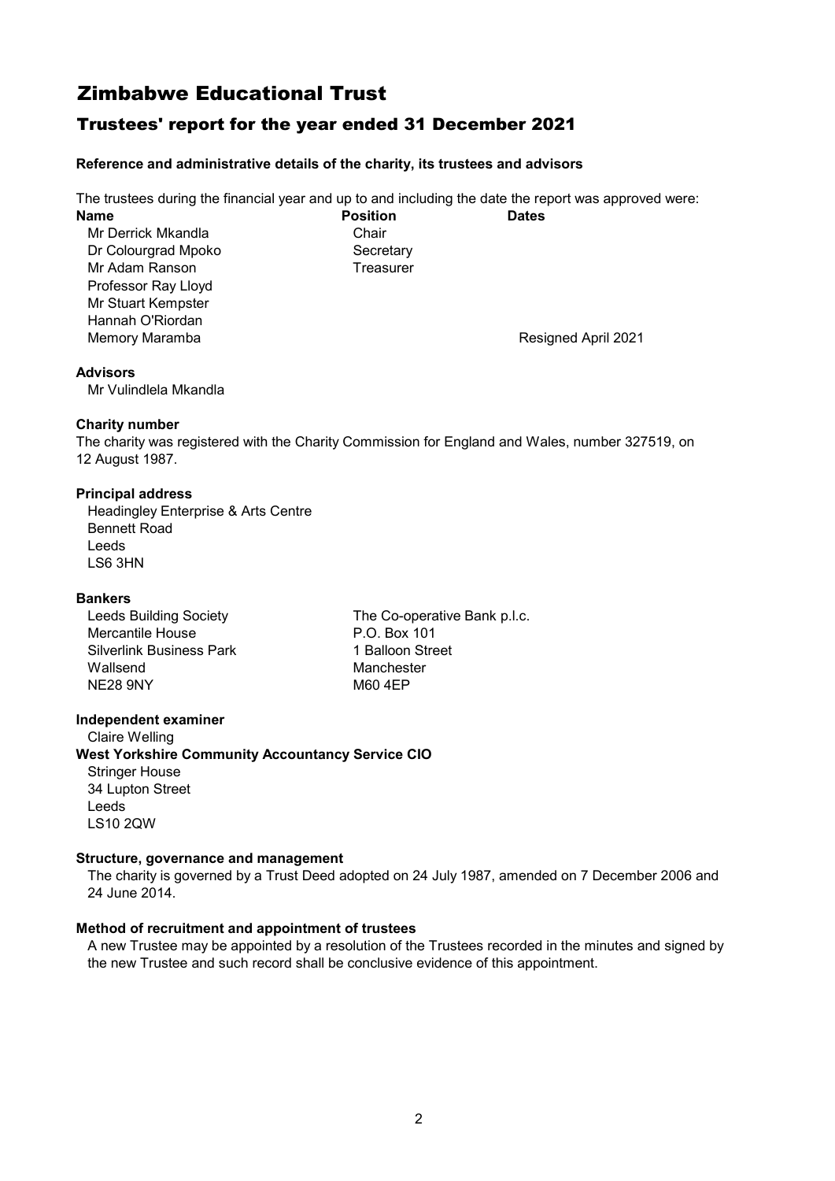# Zimbabwe Educational Trust

## Trustees' report for the year ended 31 December 2021

**Reference and administrative details of the charity, its trustees and advisors**

The trustees during the financial year and up to and including the date the report was approved were:

| Name | Position | Dates |
|---|---|---|
| Mr Derrick Mkandla | Chair | |
| Dr Colourgrad Mpoko | Secretary | |
| Mr Adam Ranson | Treasurer | |
| Professor Ray Lloyd | | |
| Mr Stuart Kempster | | |
| Hannah O'Riordan | | |
| Memory Maramba | | Resigned April 2021 |

**Advisors**

Mr Vulindlela Mkandla

**Charity number**

The charity was registered with the Charity Commission for England and Wales, number 327519, on 12 August 1987.

**Principal address**

Headingley Enterprise & Arts Centre
Bennett Road
Leeds
LS6 3HN

**Bankers**

Leeds Building Society
Mercantile House
Silverlink Business Park
Wallsend
NE28 9NY

The Co-operative Bank p.l.c.
P.O. Box 101
1 Balloon Street
Manchester
M60 4EP

**Independent examiner**

Claire Welling

**West Yorkshire Community Accountancy Service CIO**

Stringer House
34 Lupton Street
Leeds
LS10 2QW

**Structure, governance and management**

The charity is governed by a Trust Deed adopted on 24 July 1987, amended on 7 December 2006 and 24 June 2014.

**Method of recruitment and appointment of trustees**

A new Trustee may be appointed by a resolution of the Trustees recorded in the minutes and signed by the new Trustee and such record shall be conclusive evidence of this appointment.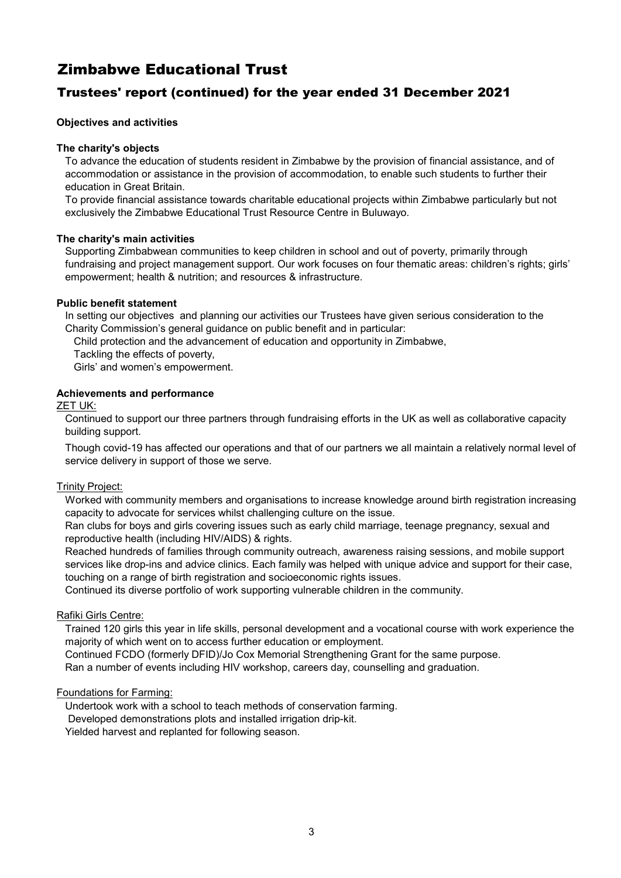# Zimbabwe Educational Trust

## Trustees' report (continued) for the year ended 31 December 2021

**Objectives and activities**

**The charity's objects**

To advance the education of students resident in Zimbabwe by the provision of financial assistance, and of accommodation or assistance in the provision of accommodation, to enable such students to further their education in Great Britain.

To provide financial assistance towards charitable educational projects within Zimbabwe particularly but not exclusively the Zimbabwe Educational Trust Resource Centre in Buluwayo.

**The charity's main activities**

Supporting Zimbabwean communities to keep children in school and out of poverty, primarily through fundraising and project management support. Our work focuses on four thematic areas: children's rights; girls' empowerment; health & nutrition; and resources & infrastructure.

**Public benefit statement**

In setting our objectives and planning our activities our Trustees have given serious consideration to the Charity Commission's general guidance on public benefit and in particular:

Child protection and the advancement of education and opportunity in Zimbabwe,

Tackling the effects of poverty,

Girls' and women's empowerment.

**Achievements and performance**

ZET UK:

Continued to support our three partners through fundraising efforts in the UK as well as collaborative capacity building support.

Though covid-19 has affected our operations and that of our partners we all maintain a relatively normal level of service delivery in support of those we serve.

Trinity Project:

Worked with community members and organisations to increase knowledge around birth registration increasing capacity to advocate for services whilst challenging culture on the issue.

Ran clubs for boys and girls covering issues such as early child marriage, teenage pregnancy, sexual and reproductive health (including HIV/AIDS) & rights.

Reached hundreds of families through community outreach, awareness raising sessions, and mobile support services like drop-ins and advice clinics. Each family was helped with unique advice and support for their case, touching on a range of birth registration and socioeconomic rights issues.

Continued its diverse portfolio of work supporting vulnerable children in the community.

Rafiki Girls Centre:

Trained 120 girls this year in life skills, personal development and a vocational course with work experience the majority of which went on to access further education or employment.

Continued FCDO (formerly DFID)/Jo Cox Memorial Strengthening Grant for the same purpose.

Ran a number of events including HIV workshop, careers day, counselling and graduation.

Foundations for Farming:

Undertook work with a school to teach methods of conservation farming.

Developed demonstrations plots and installed irrigation drip-kit.

Yielded harvest and replanted for following season.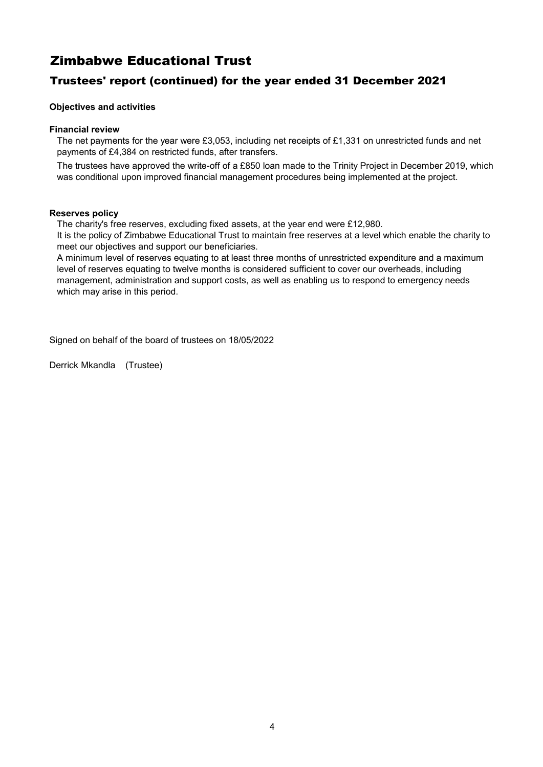# Zimbabwe Educational Trust

## Trustees' report (continued) for the year ended 31 December 2021

**Objectives and activities**

**Financial review**

The net payments for the year were £3,053, including net receipts of £1,331 on unrestricted funds and net payments of £4,384 on restricted funds, after transfers.

The trustees have approved the write-off of a £850 loan made to the Trinity Project in December 2019, which was conditional upon improved financial management procedures being implemented at the project.

**Reserves policy**

The charity's free reserves, excluding fixed assets, at the year end were £12,980.

It is the policy of Zimbabwe Educational Trust to maintain free reserves at a level which enable the charity to meet our objectives and support our beneficiaries.

A minimum level of reserves equating to at least three months of unrestricted expenditure and a maximum level of reserves equating to twelve months is considered sufficient to cover our overheads, including management, administration and support costs, as well as enabling us to respond to emergency needs which may arise in this period.

Signed on behalf of the board of trustees on 18/05/2022

Derrick Mkandla (Trustee)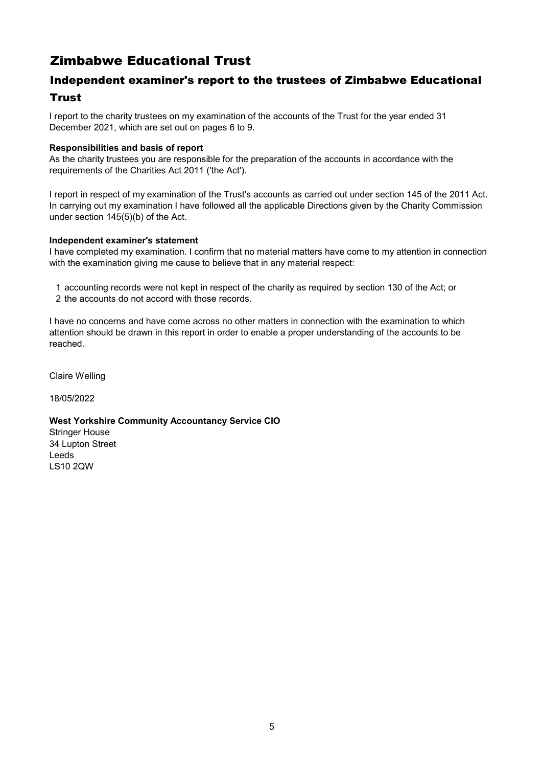# Zimbabwe Educational Trust

## Independent examiner's report to the trustees of Zimbabwe Educational Trust

I report to the charity trustees on my examination of the accounts of the Trust for the year ended 31 December 2021, which are set out on pages 6 to 9.

**Responsibilities and basis of report**

As the charity trustees you are responsible for the preparation of the accounts in accordance with the requirements of the Charities Act 2011 ('the Act').

I report in respect of my examination of the Trust's accounts as carried out under section 145 of the 2011 Act. In carrying out my examination I have followed all the applicable Directions given by the Charity Commission under section 145(5)(b) of the Act.

**Independent examiner's statement**

I have completed my examination. I confirm that no material matters have come to my attention in connection with the examination giving me cause to believe that in any material respect:

1. accounting records were not kept in respect of the charity as required by section 130 of the Act; or
2. the accounts do not accord with those records.

I have no concerns and have come across no other matters in connection with the examination to which attention should be drawn in this report in order to enable a proper understanding of the accounts to be reached.

Claire Welling

18/05/2022

**West Yorkshire Community Accountancy Service CIO**
Stringer House
34 Lupton Street
Leeds
LS10 2QW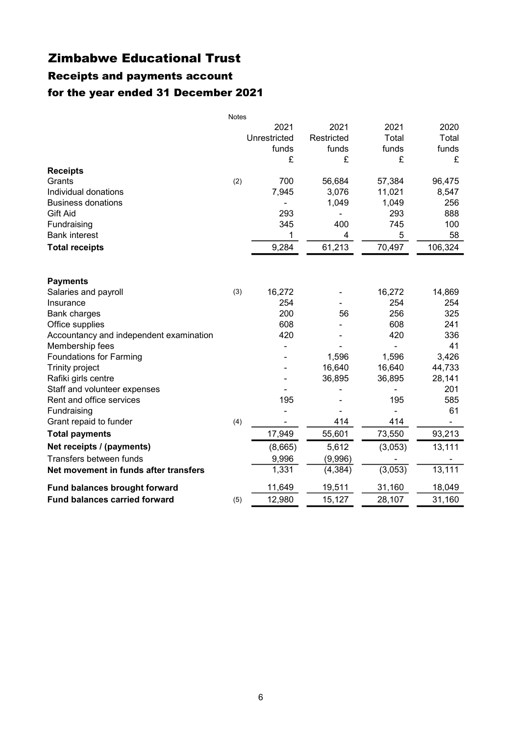# Zimbabwe Educational Trust

## Receipts and payments account

## for the year ended 31 December 2021

| | Notes | 2021 Unrestricted funds £ | 2021 Restricted funds £ | 2021 Total funds £ | 2020 Total funds £ |
|---|---|---|---|---|---|
| **Receipts** | | | | | |
| Grants | (2) | 700 | 56,684 | 57,384 | 96,475 |
| Individual donations | | 7,945 | 3,076 | 11,021 | 8,547 |
| Business donations | | - | 1,049 | 1,049 | 256 |
| Gift Aid | | 293 | - | 293 | 888 |
| Fundraising | | 345 | 400 | 745 | 100 |
| Bank interest | | 1 | 4 | 5 | 58 |
| **Total receipts** | | 9,284 | 61,213 | 70,497 | 106,324 |
| | | | | | |
| **Payments** | | | | | |
| Salaries and payroll | (3) | 16,272 | - | 16,272 | 14,869 |
| Insurance | | 254 | - | 254 | 254 |
| Bank charges | | 200 | 56 | 256 | 325 |
| Office supplies | | 608 | - | 608 | 241 |
| Accountancy and independent examination | | 420 | - | 420 | 336 |
| Membership fees | | - | - | - | 41 |
| Foundations for Farming | | - | 1,596 | 1,596 | 3,426 |
| Trinity project | | - | 16,640 | 16,640 | 44,733 |
| Rafiki girls centre | | - | 36,895 | 36,895 | 28,141 |
| Staff and volunteer expenses | | - | - | - | 201 |
| Rent and office services | | 195 | - | 195 | 585 |
| Fundraising | | - | - | - | 61 |
| Grant repaid to funder | (4) | - | 414 | 414 | - |
| **Total payments** | | 17,949 | 55,601 | 73,550 | 93,213 |
| **Net receipts / (payments)** | | (8,665) | 5,612 | (3,053) | 13,111 |
| Transfers between funds | | 9,996 | (9,996) | - | - |
| **Net movement in funds after transfers** | | 1,331 | (4,384) | (3,053) | 13,111 |
| **Fund balances brought forward** | | 11,649 | 19,511 | 31,160 | 18,049 |
| **Fund balances carried forward** | (5) | 12,980 | 15,127 | 28,107 | 31,160 |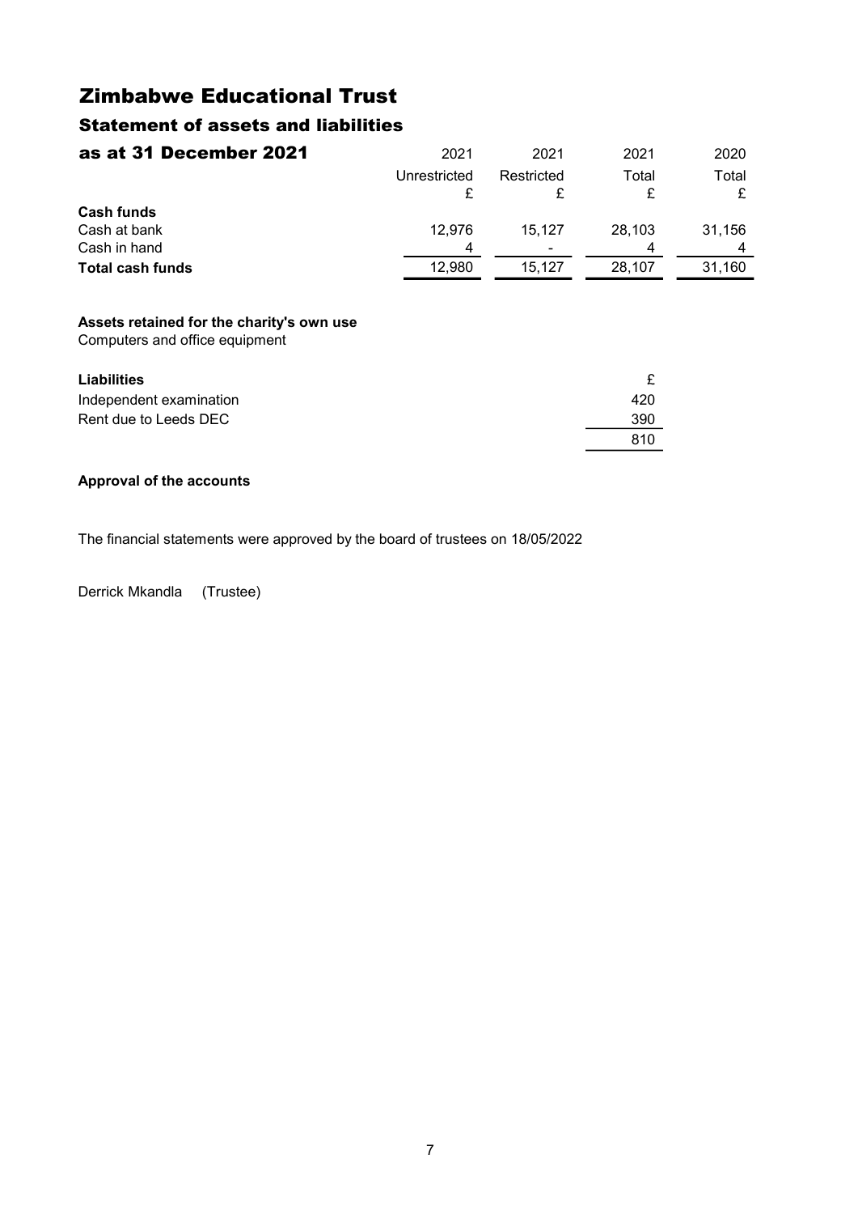# Zimbabwe Educational Trust

## Statement of assets and liabilities

## as at 31 December 2021

| | 2021 | 2021 | 2021 | 2020 |
|---|---|---|---|---|
| | Unrestricted | Restricted | Total | Total |
| | £ | £ | £ | £ |
| **Cash funds** | | | | |
| Cash at bank | 12,976 | 15,127 | 28,103 | 31,156 |
| Cash in hand | 4 | - | 4 | 4 |
| **Total cash funds** | 12,980 | 15,127 | 28,107 | 31,160 |

**Assets retained for the charity's own use**

Computers and office equipment

| **Liabilities** | £ |
|---|---|
| Independent examination | 420 |
| Rent due to Leeds DEC | 390 |
| | 810 |

**Approval of the accounts**

The financial statements were approved by the board of trustees on 18/05/2022

Derrick Mkandla (Trustee)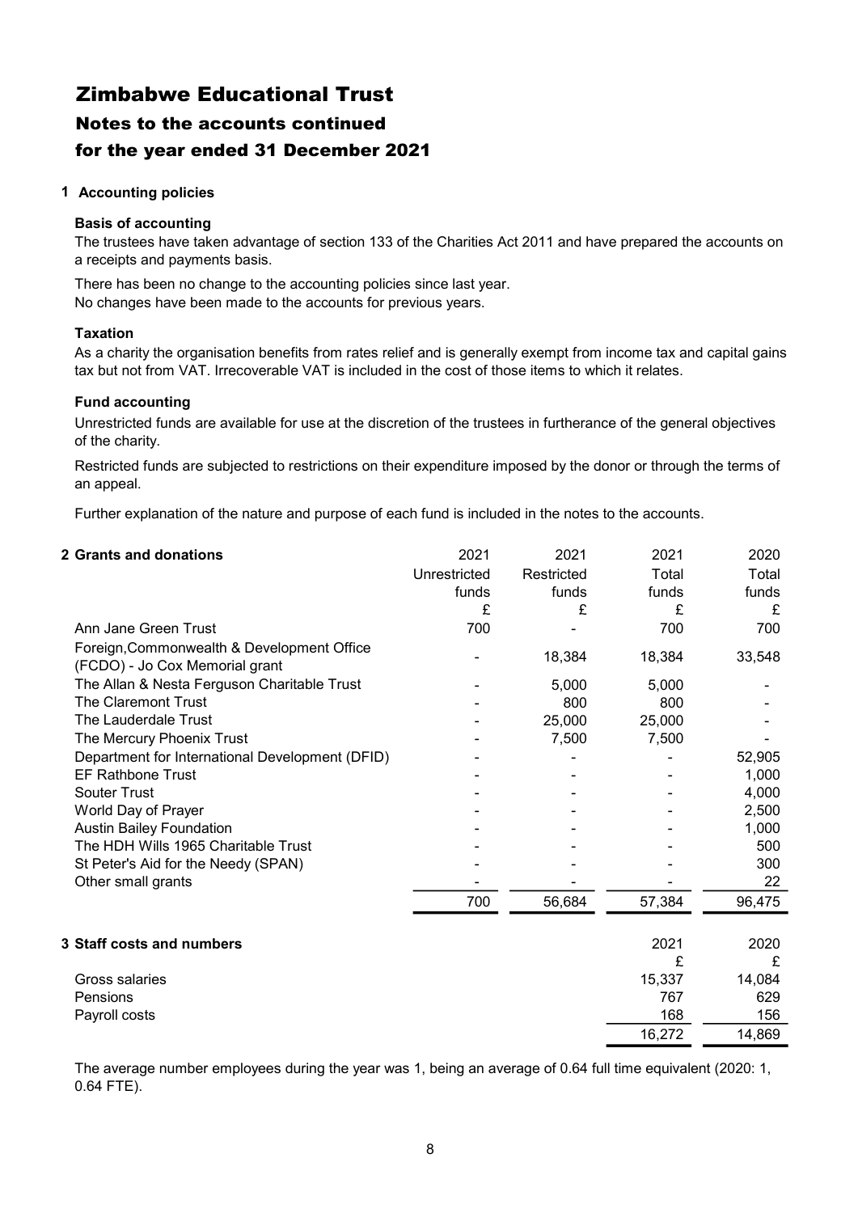# Zimbabwe Educational Trust

## Notes to the accounts continued

## for the year ended 31 December 2021

### 1 Accounting policies

**Basis of accounting**

The trustees have taken advantage of section 133 of the Charities Act 2011 and have prepared the accounts on a receipts and payments basis.

There has been no change to the accounting policies since last year.
No changes have been made to the accounts for previous years.

**Taxation**

As a charity the organisation benefits from rates relief and is generally exempt from income tax and capital gains tax but not from VAT. Irrecoverable VAT is included in the cost of those items to which it relates.

**Fund accounting**

Unrestricted funds are available for use at the discretion of the trustees in furtherance of the general objectives of the charity.

Restricted funds are subjected to restrictions on their expenditure imposed by the donor or through the terms of an appeal.

Further explanation of the nature and purpose of each fund is included in the notes to the accounts.

### 2 Grants and donations

| | 2021 Unrestricted funds £ | 2021 Restricted funds £ | 2021 Total funds £ | 2020 Total funds £ |
|---|---|---|---|---|
| Ann Jane Green Trust | 700 | - | 700 | 700 |
| Foreign,Commonwealth & Development Office (FCDO) - Jo Cox Memorial grant | - | 18,384 | 18,384 | 33,548 |
| The Allan & Nesta Ferguson Charitable Trust | - | 5,000 | 5,000 | - |
| The Claremont Trust | - | 800 | 800 | - |
| The Lauderdale Trust | - | 25,000 | 25,000 | - |
| The Mercury Phoenix Trust | - | 7,500 | 7,500 | - |
| Department for International Development (DFID) | - | - | - | 52,905 |
| EF Rathbone Trust | - | - | - | 1,000 |
| Souter Trust | - | - | - | 4,000 |
| World Day of Prayer | - | - | - | 2,500 |
| Austin Bailey Foundation | - | - | - | 1,000 |
| The HDH Wills 1965 Charitable Trust | - | - | - | 500 |
| St Peter's Aid for the Needy (SPAN) | - | - | - | 300 |
| Other small grants | - | - | - | 22 |
| | 700 | 56,684 | 57,384 | 96,475 |

### 3 Staff costs and numbers

| | 2021 £ | 2020 £ |
|---|---|---|
| Gross salaries | 15,337 | 14,084 |
| Pensions | 767 | 629 |
| Payroll costs | 168 | 156 |
| | 16,272 | 14,869 |

The average number employees during the year was 1, being an average of 0.64 full time equivalent (2020: 1, 0.64 FTE).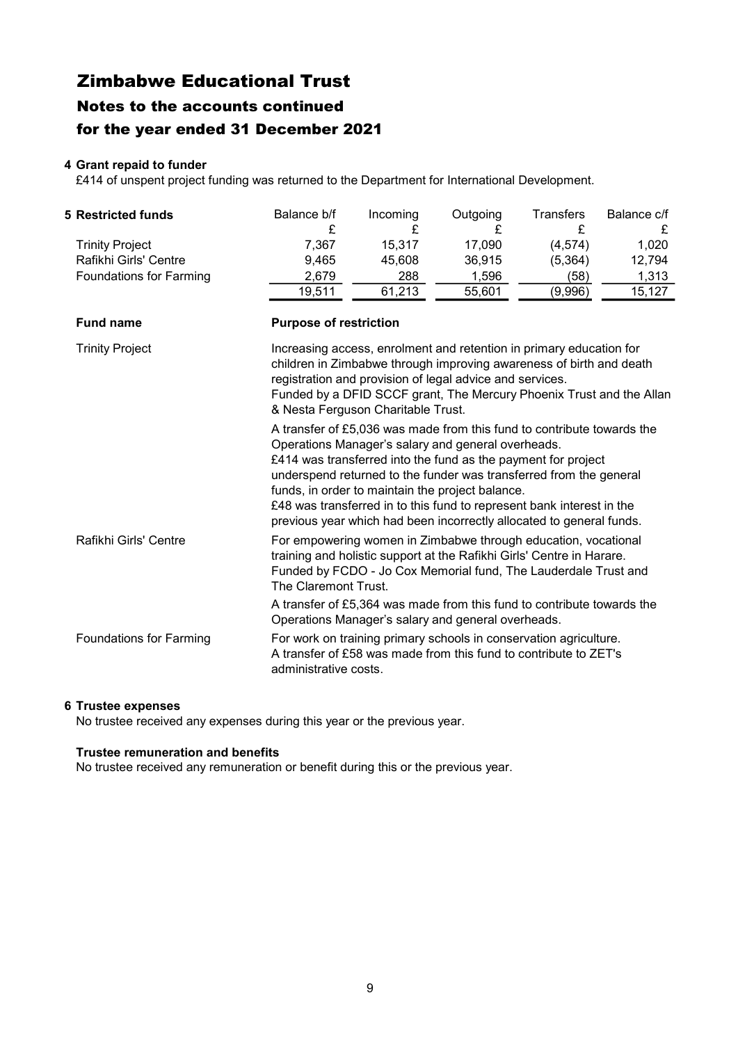# Zimbabwe Educational Trust

## Notes to the accounts continued

## for the year ended 31 December 2021

### 4 Grant repaid to funder

£414 of unspent project funding was returned to the Department for International Development.

### 5 Restricted funds

| | Balance b/f | Incoming | Outgoing | Transfers | Balance c/f |
|---|---|---|---|---|---|
| | £ | £ | £ | £ | £ |
| Trinity Project | 7,367 | 15,317 | 17,090 | (4,574) | 1,020 |
| Rafikhi Girls' Centre | 9,465 | 45,608 | 36,915 | (5,364) | 12,794 |
| Foundations for Farming | 2,679 | 288 | 1,596 | (58) | 1,313 |
| | 19,511 | 61,213 | 55,601 | (9,996) | 15,127 |

| Fund name | Purpose of restriction |
|---|---|
| Trinity Project | Increasing access, enrolment and retention in primary education for children in Zimbabwe through improving awareness of birth and death registration and provision of legal advice and services. Funded by a DFID SCCF grant, The Mercury Phoenix Trust and the Allan & Nesta Ferguson Charitable Trust. A transfer of £5,036 was made from this fund to contribute towards the Operations Manager's salary and general overheads. £414 was transferred into the fund as the payment for project underspend returned to the funder was transferred from the general funds, in order to maintain the project balance. £48 was transferred in to this fund to represent bank interest in the previous year which had been incorrectly allocated to general funds. |
| Rafikhi Girls' Centre | For empowering women in Zimbabwe through education, vocational training and holistic support at the Rafikhi Girls' Centre in Harare. Funded by FCDO - Jo Cox Memorial fund, The Lauderdale Trust and The Claremont Trust. A transfer of £5,364 was made from this fund to contribute towards the Operations Manager's salary and general overheads. |
| Foundations for Farming | For work on training primary schools in conservation agriculture. A transfer of £58 was made from this fund to contribute to ZET's administrative costs. |

### 6 Trustee expenses

No trustee received any expenses during this year or the previous year.

**Trustee remuneration and benefits**

No trustee received any remuneration or benefit during this or the previous year.